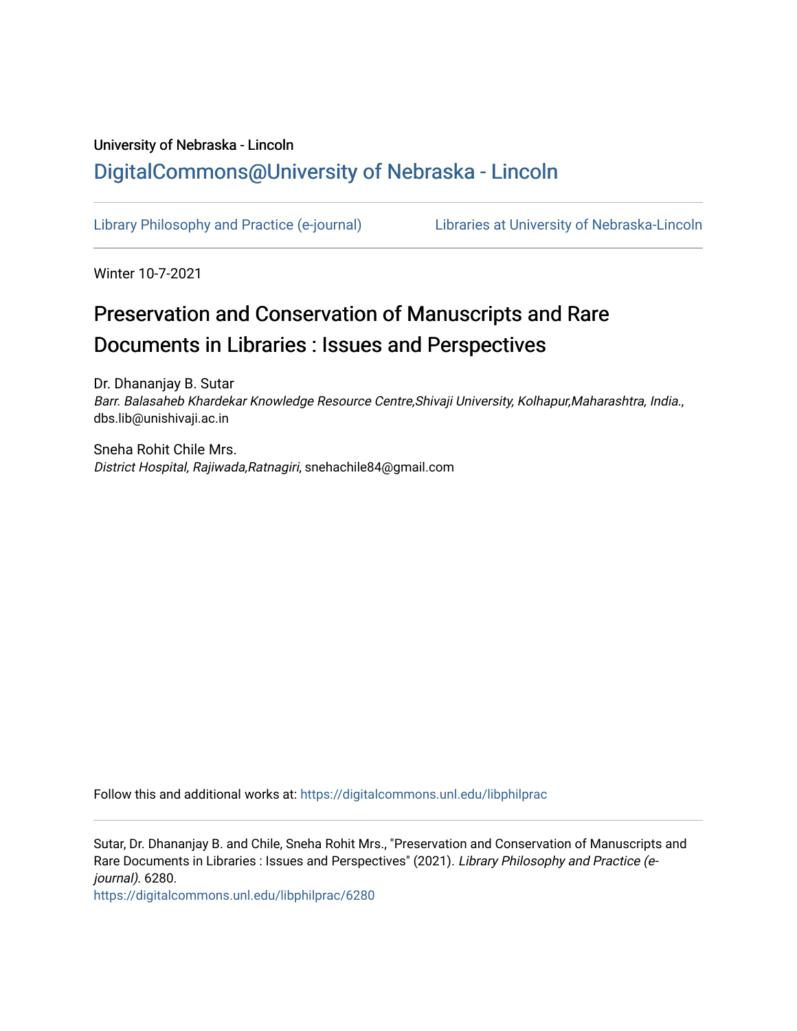University of Nebraska - Lincoln

## DigitalCommons@University of Nebraska - Lincoln

Library Philosophy and Practice (e-journal) | Libraries at University of Nebraska-Lincoln

Winter 10-7-2021

# Preservation and Conservation of Manuscripts and Rare Documents in Libraries : Issues and Perspectives

Dr. Dhananjay B. Sutar
*Barr. Balasaheb Khardekar Knowledge Resource Centre,Shivaji University, Kolhapur,Maharashtra, India.*, dbs.lib@unishivaji.ac.in

Sneha Rohit Chile Mrs.
*District Hospital, Rajiwada,Ratnagiri*, snehachile84@gmail.com

Follow this and additional works at: https://digitalcommons.unl.edu/libphilprac

Sutar, Dr. Dhananjay B. and Chile, Sneha Rohit Mrs., "Preservation and Conservation of Manuscripts and Rare Documents in Libraries : Issues and Perspectives" (2021). *Library Philosophy and Practice (e-journal)*. 6280.
https://digitalcommons.unl.edu/libphilprac/6280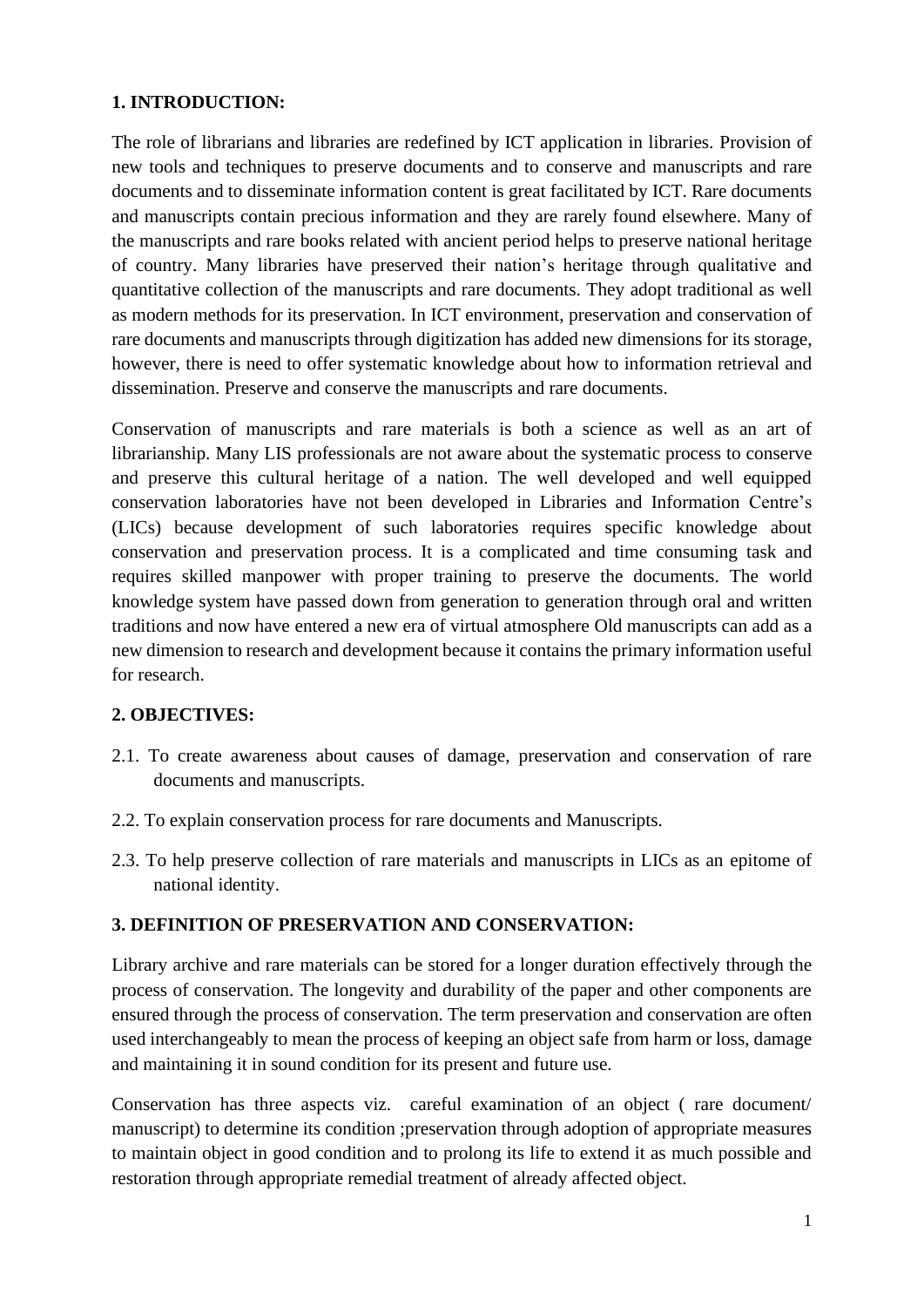## 1. INTRODUCTION:

The role of librarians and libraries are redefined by ICT application in libraries. Provision of new tools and techniques to preserve documents and to conserve and manuscripts and rare documents and to disseminate information content is great facilitated by ICT. Rare documents and manuscripts contain precious information and they are rarely found elsewhere. Many of the manuscripts and rare books related with ancient period helps to preserve national heritage of country. Many libraries have preserved their nation's heritage through qualitative and quantitative collection of the manuscripts and rare documents. They adopt traditional as well as modern methods for its preservation. In ICT environment, preservation and conservation of rare documents and manuscripts through digitization has added new dimensions for its storage, however, there is need to offer systematic knowledge about how to information retrieval and dissemination. Preserve and conserve the manuscripts and rare documents.

Conservation of manuscripts and rare materials is both a science as well as an art of librarianship. Many LIS professionals are not aware about the systematic process to conserve and preserve this cultural heritage of a nation. The well developed and well equipped conservation laboratories have not been developed in Libraries and Information Centre's (LICs) because development of such laboratories requires specific knowledge about conservation and preservation process. It is a complicated and time consuming task and requires skilled manpower with proper training to preserve the documents. The world knowledge system have passed down from generation to generation through oral and written traditions and now have entered a new era of virtual atmosphere Old manuscripts can add as a new dimension to research and development because it contains the primary information useful for research.

## 2. OBJECTIVES:

2.1. To create awareness about causes of damage, preservation and conservation of rare documents and manuscripts.

2.2. To explain conservation process for rare documents and Manuscripts.

2.3. To help preserve collection of rare materials and manuscripts in LICs as an epitome of national identity.

## 3. DEFINITION OF PRESERVATION AND CONSERVATION:

Library archive and rare materials can be stored for a longer duration effectively through the process of conservation. The longevity and durability of the paper and other components are ensured through the process of conservation. The term preservation and conservation are often used interchangeably to mean the process of keeping an object safe from harm or loss, damage and maintaining it in sound condition for its present and future use.

Conservation has three aspects viz. careful examination of an object ( rare document/ manuscript) to determine its condition ;preservation through adoption of appropriate measures to maintain object in good condition and to prolong its life to extend it as much possible and restoration through appropriate remedial treatment of already affected object.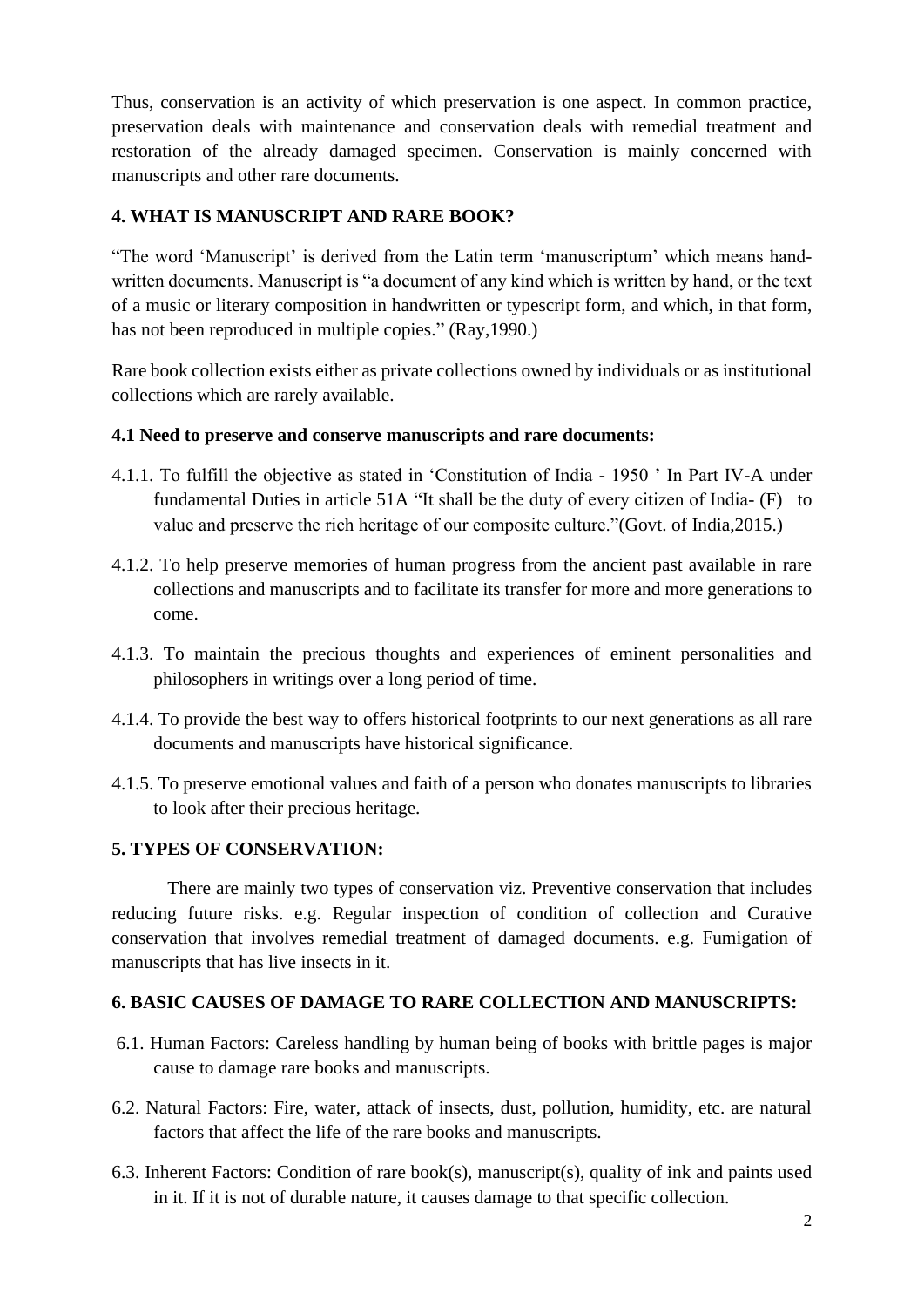Thus, conservation is an activity of which preservation is one aspect. In common practice, preservation deals with maintenance and conservation deals with remedial treatment and restoration of the already damaged specimen. Conservation is mainly concerned with manuscripts and other rare documents.

## 4. WHAT IS MANUSCRIPT AND RARE BOOK?

"The word 'Manuscript' is derived from the Latin term 'manuscriptum' which means hand-written documents. Manuscript is "a document of any kind which is written by hand, or the text of a music or literary composition in handwritten or typescript form, and which, in that form, has not been reproduced in multiple copies." (Ray,1990.)

Rare book collection exists either as private collections owned by individuals or as institutional collections which are rarely available.

### 4.1 Need to preserve and conserve manuscripts and rare documents:

4.1.1. To fulfill the objective as stated in 'Constitution of India - 1950 ' In Part IV-A under fundamental Duties in article 51A "It shall be the duty of every citizen of India- (F) to value and preserve the rich heritage of our composite culture."(Govt. of India,2015.)

4.1.2. To help preserve memories of human progress from the ancient past available in rare collections and manuscripts and to facilitate its transfer for more and more generations to come.

4.1.3. To maintain the precious thoughts and experiences of eminent personalities and philosophers in writings over a long period of time.

4.1.4. To provide the best way to offers historical footprints to our next generations as all rare documents and manuscripts have historical significance.

4.1.5. To preserve emotional values and faith of a person who donates manuscripts to libraries to look after their precious heritage.

## 5. TYPES OF CONSERVATION:

There are mainly two types of conservation viz. Preventive conservation that includes reducing future risks. e.g. Regular inspection of condition of collection and Curative conservation that involves remedial treatment of damaged documents. e.g. Fumigation of manuscripts that has live insects in it.

## 6. BASIC CAUSES OF DAMAGE TO RARE COLLECTION AND MANUSCRIPTS:

6.1. Human Factors: Careless handling by human being of books with brittle pages is major cause to damage rare books and manuscripts.

6.2. Natural Factors: Fire, water, attack of insects, dust, pollution, humidity, etc. are natural factors that affect the life of the rare books and manuscripts.

6.3. Inherent Factors: Condition of rare book(s), manuscript(s), quality of ink and paints used in it. If it is not of durable nature, it causes damage to that specific collection.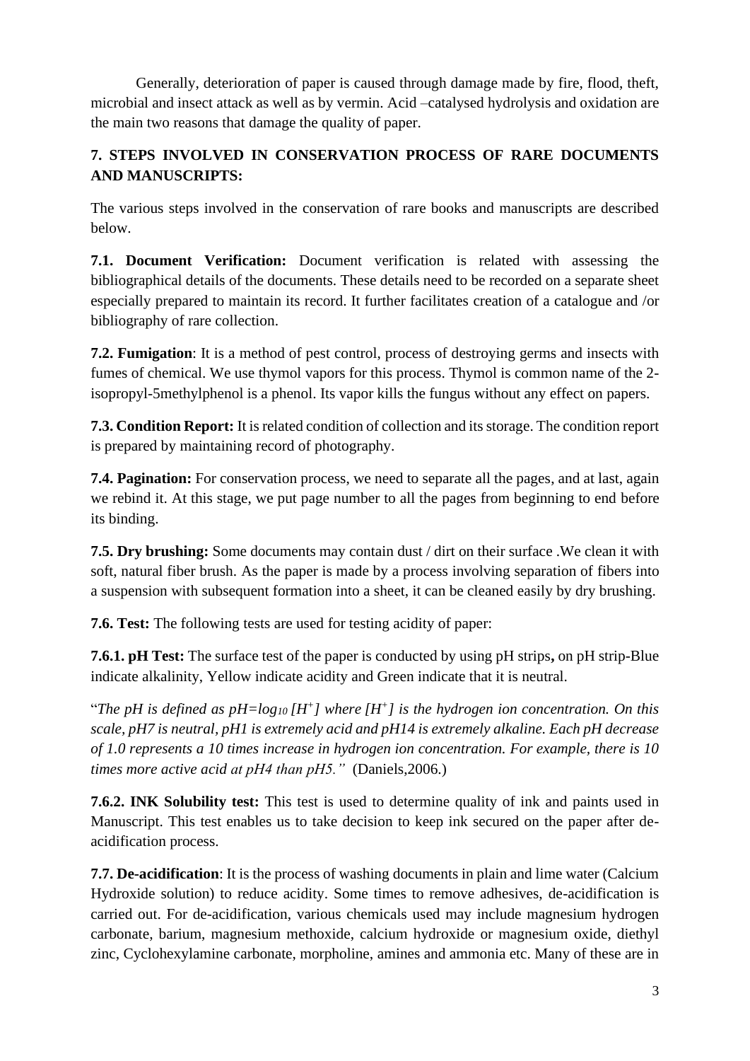Generally, deterioration of paper is caused through damage made by fire, flood, theft, microbial and insect attack as well as by vermin. Acid –catalysed hydrolysis and oxidation are the main two reasons that damage the quality of paper.

## 7. STEPS INVOLVED IN CONSERVATION PROCESS OF RARE DOCUMENTS AND MANUSCRIPTS:

The various steps involved in the conservation of rare books and manuscripts are described below.

**7.1. Document Verification:** Document verification is related with assessing the bibliographical details of the documents. These details need to be recorded on a separate sheet especially prepared to maintain its record. It further facilitates creation of a catalogue and /or bibliography of rare collection.

**7.2. Fumigation**: It is a method of pest control, process of destroying germs and insects with fumes of chemical. We use thymol vapors for this process. Thymol is common name of the 2-isopropyl-5methylphenol is a phenol. Its vapor kills the fungus without any effect on papers.

**7.3. Condition Report:** It is related condition of collection and its storage. The condition report is prepared by maintaining record of photography.

**7.4. Pagination:** For conservation process, we need to separate all the pages, and at last, again we rebind it. At this stage, we put page number to all the pages from beginning to end before its binding.

**7.5. Dry brushing:** Some documents may contain dust / dirt on their surface .We clean it with soft, natural fiber brush. As the paper is made by a process involving separation of fibers into a suspension with subsequent formation into a sheet, it can be cleaned easily by dry brushing.

**7.6. Test:** The following tests are used for testing acidity of paper:

**7.6.1. pH Test:** The surface test of the paper is conducted by using pH strips**,** on pH strip-Blue indicate alkalinity, Yellow indicate acidity and Green indicate that it is neutral.

"*The pH is defined as $pH=log_{10} [H^+]$ where $[H^+]$ is the hydrogen ion concentration. On this scale, pH7 is neutral, pH1 is extremely acid and pH14 is extremely alkaline. Each pH decrease of 1.0 represents a 10 times increase in hydrogen ion concentration. For example, there is 10 times more active acid at pH4 than pH5."* (Daniels,2006.)

**7.6.2. INK Solubility test:** This test is used to determine quality of ink and paints used in Manuscript. This test enables us to take decision to keep ink secured on the paper after de-acidification process.

**7.7. De-acidification**: It is the process of washing documents in plain and lime water (Calcium Hydroxide solution) to reduce acidity. Some times to remove adhesives, de-acidification is carried out. For de-acidification, various chemicals used may include magnesium hydrogen carbonate, barium, magnesium methoxide, calcium hydroxide or magnesium oxide, diethyl zinc, Cyclohexylamine carbonate, morpholine, amines and ammonia etc. Many of these are in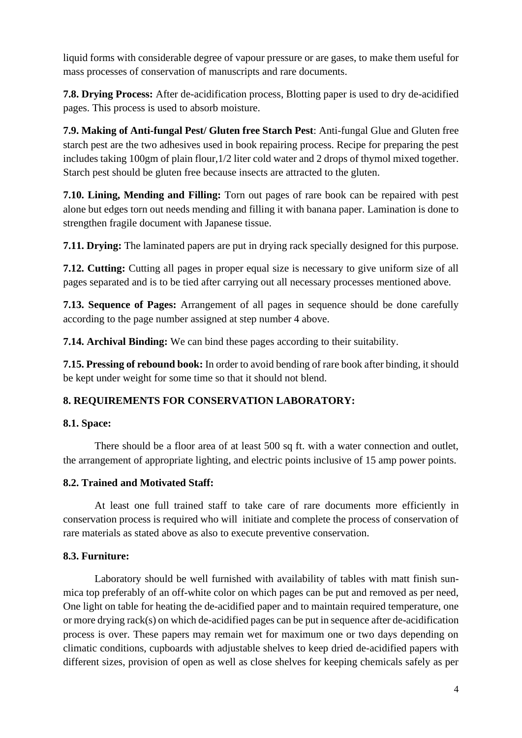liquid forms with considerable degree of vapour pressure or are gases, to make them useful for mass processes of conservation of manuscripts and rare documents.

**7.8. Drying Process:** After de-acidification process, Blotting paper is used to dry de-acidified pages. This process is used to absorb moisture.

**7.9. Making of Anti-fungal Pest/ Gluten free Starch Pest**: Anti-fungal Glue and Gluten free starch pest are the two adhesives used in book repairing process. Recipe for preparing the pest includes taking 100gm of plain flour,1/2 liter cold water and 2 drops of thymol mixed together. Starch pest should be gluten free because insects are attracted to the gluten.

**7.10. Lining, Mending and Filling:** Torn out pages of rare book can be repaired with pest alone but edges torn out needs mending and filling it with banana paper. Lamination is done to strengthen fragile document with Japanese tissue.

**7.11. Drying:** The laminated papers are put in drying rack specially designed for this purpose.

**7.12. Cutting:** Cutting all pages in proper equal size is necessary to give uniform size of all pages separated and is to be tied after carrying out all necessary processes mentioned above.

**7.13. Sequence of Pages:** Arrangement of all pages in sequence should be done carefully according to the page number assigned at step number 4 above.

**7.14. Archival Binding:** We can bind these pages according to their suitability.

**7.15. Pressing of rebound book:** In order to avoid bending of rare book after binding, it should be kept under weight for some time so that it should not blend.

## 8. REQUIREMENTS FOR CONSERVATION LABORATORY:

### 8.1. Space:

There should be a floor area of at least 500 sq ft. with a water connection and outlet, the arrangement of appropriate lighting, and electric points inclusive of 15 amp power points.

### 8.2. Trained and Motivated Staff:

At least one full trained staff to take care of rare documents more efficiently in conservation process is required who will initiate and complete the process of conservation of rare materials as stated above as also to execute preventive conservation.

### 8.3. Furniture:

Laboratory should be well furnished with availability of tables with matt finish sun-mica top preferably of an off-white color on which pages can be put and removed as per need, One light on table for heating the de-acidified paper and to maintain required temperature, one or more drying rack(s) on which de-acidified pages can be put in sequence after de-acidification process is over. These papers may remain wet for maximum one or two days depending on climatic conditions, cupboards with adjustable shelves to keep dried de-acidified papers with different sizes, provision of open as well as close shelves for keeping chemicals safely as per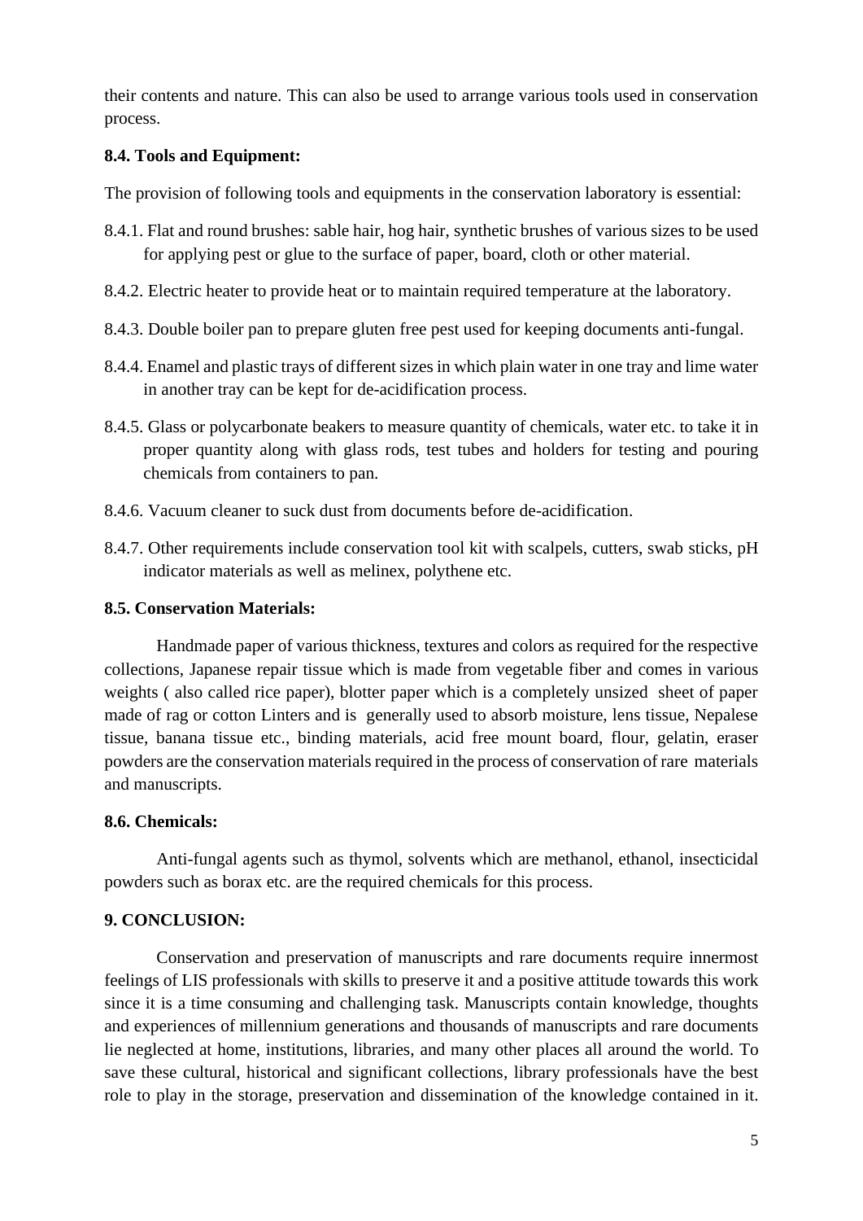their contents and nature. This can also be used to arrange various tools used in conservation process.

**8.4. Tools and Equipment:**

The provision of following tools and equipments in the conservation laboratory is essential:

8.4.1. Flat and round brushes: sable hair, hog hair, synthetic brushes of various sizes to be used for applying pest or glue to the surface of paper, board, cloth or other material.

8.4.2. Electric heater to provide heat or to maintain required temperature at the laboratory.

8.4.3. Double boiler pan to prepare gluten free pest used for keeping documents anti-fungal.

8.4.4. Enamel and plastic trays of different sizes in which plain water in one tray and lime water in another tray can be kept for de-acidification process.

8.4.5. Glass or polycarbonate beakers to measure quantity of chemicals, water etc. to take it in proper quantity along with glass rods, test tubes and holders for testing and pouring chemicals from containers to pan.

8.4.6. Vacuum cleaner to suck dust from documents before de-acidification.

8.4.7. Other requirements include conservation tool kit with scalpels, cutters, swab sticks, pH indicator materials as well as melinex, polythene etc.

**8.5. Conservation Materials:**

Handmade paper of various thickness, textures and colors as required for the respective collections, Japanese repair tissue which is made from vegetable fiber and comes in various weights ( also called rice paper), blotter paper which is a completely unsized sheet of paper made of rag or cotton Linters and is generally used to absorb moisture, lens tissue, Nepalese tissue, banana tissue etc., binding materials, acid free mount board, flour, gelatin, eraser powders are the conservation materials required in the process of conservation of rare materials and manuscripts.

**8.6. Chemicals:**

Anti-fungal agents such as thymol, solvents which are methanol, ethanol, insecticidal powders such as borax etc. are the required chemicals for this process.

**9. CONCLUSION:**

Conservation and preservation of manuscripts and rare documents require innermost feelings of LIS professionals with skills to preserve it and a positive attitude towards this work since it is a time consuming and challenging task. Manuscripts contain knowledge, thoughts and experiences of millennium generations and thousands of manuscripts and rare documents lie neglected at home, institutions, libraries, and many other places all around the world. To save these cultural, historical and significant collections, library professionals have the best role to play in the storage, preservation and dissemination of the knowledge contained in it.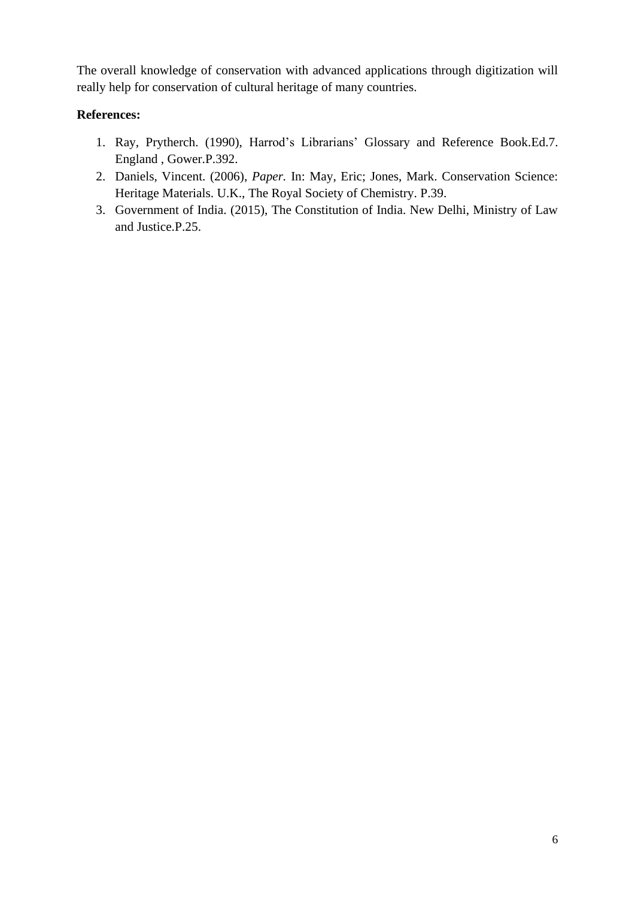The overall knowledge of conservation with advanced applications through digitization will really help for conservation of cultural heritage of many countries.

**References:**

1. Ray, Prytherch. (1990), Harrod's Librarians' Glossary and Reference Book.Ed.7. England , Gower.P.392.
2. Daniels, Vincent. (2006), *Paper.* In: May, Eric; Jones, Mark. Conservation Science: Heritage Materials. U.K., The Royal Society of Chemistry. P.39.
3. Government of India. (2015), The Constitution of India. New Delhi, Ministry of Law and Justice.P.25.